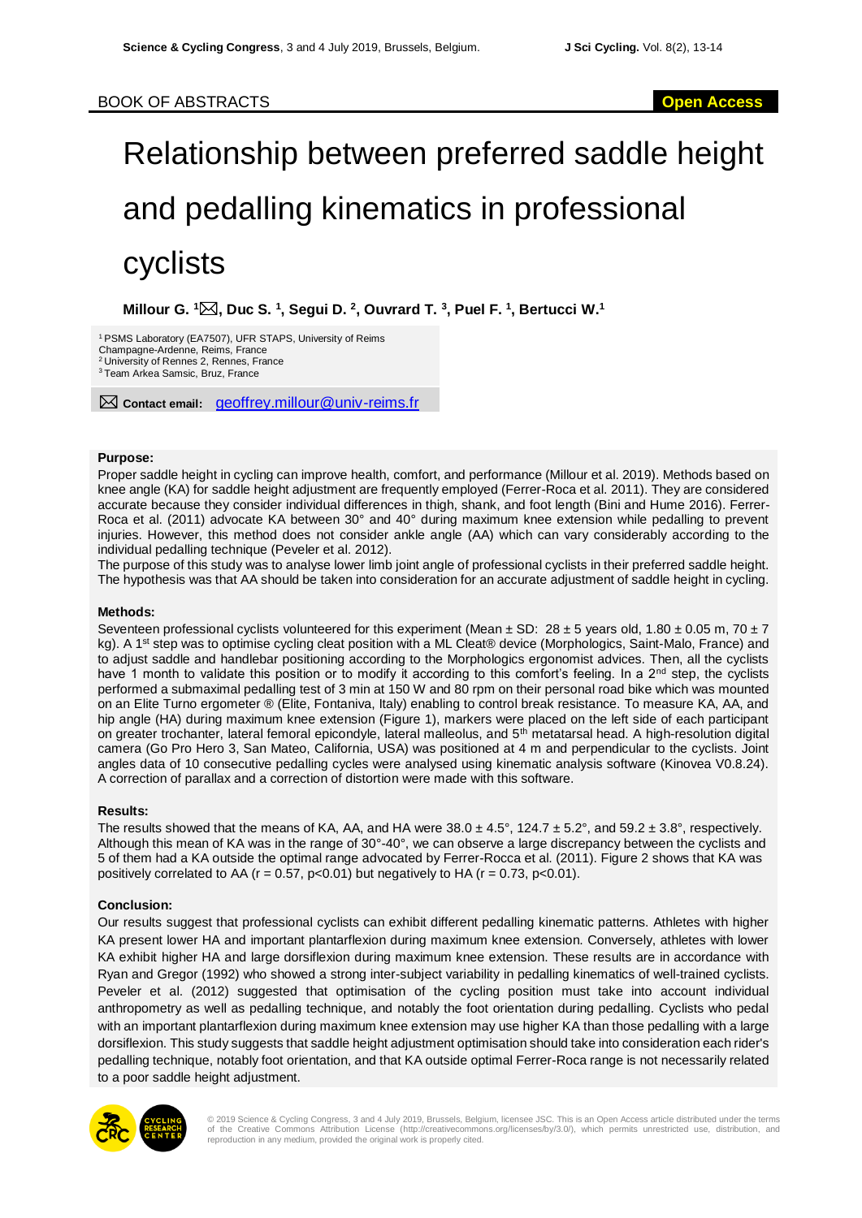BOOK OF ABSTRACTS

**Open Access**

# Relationship between preferred saddle height and pedalling kinematics in professional cyclists

**Millour G.** [1]✉**, Duc S.** [1]**, Segui D.** [2]**, Ouvrard T.** [3]**, Puel F.** [1]**, Bertucci W.**[1]

[1] PSMS Laboratory (EA7507), UFR STAPS, University of Reims Champagne-Ardenne, Reims, France
[2] University of Rennes 2, Rennes, France
[3] Team Arkea Samsic, Bruz, France

✉ **Contact email:** geoffrey.millour@univ-reims.fr

**Purpose:**

Proper saddle height in cycling can improve health, comfort, and performance (Millour et al. 2019). Methods based on knee angle (KA) for saddle height adjustment are frequently employed (Ferrer-Roca et al. 2011). They are considered accurate because they consider individual differences in thigh, shank, and foot length (Bini and Hume 2016). Ferrer-Roca et al. (2011) advocate KA between 30° and 40° during maximum knee extension while pedalling to prevent injuries. However, this method does not consider ankle angle (AA) which can vary considerably according to the individual pedalling technique (Peveler et al. 2012).

The purpose of this study was to analyse lower limb joint angle of professional cyclists in their preferred saddle height. The hypothesis was that AA should be taken into consideration for an accurate adjustment of saddle height in cycling.

**Methods:**

Seventeen professional cyclists volunteered for this experiment (Mean ± SD: 28 ± 5 years old, 1.80 ± 0.05 m, 70 ± 7 kg). A 1st step was to optimise cycling cleat position with a ML Cleat® device (Morphologics, Saint-Malo, France) and to adjust saddle and handlebar positioning according to the Morphologics ergonomist advices. Then, all the cyclists have 1 month to validate this position or to modify it according to this comfort's feeling. In a 2nd step, the cyclists performed a submaximal pedalling test of 3 min at 150 W and 80 rpm on their personal road bike which was mounted on an Elite Turno ergometer ® (Elite, Fontaniva, Italy) enabling to control break resistance. To measure KA, AA, and hip angle (HA) during maximum knee extension (Figure 1), markers were placed on the left side of each participant on greater trochanter, lateral femoral epicondyle, lateral malleolus, and 5th metatarsal head. A high-resolution digital camera (Go Pro Hero 3, San Mateo, California, USA) was positioned at 4 m and perpendicular to the cyclists. Joint angles data of 10 consecutive pedalling cycles were analysed using kinematic analysis software (Kinovea V0.8.24). A correction of parallax and a correction of distortion were made with this software.

**Results:**

The results showed that the means of KA, AA, and HA were 38.0 ± 4.5°, 124.7 ± 5.2°, and 59.2 ± 3.8°, respectively. Although this mean of KA was in the range of 30°-40°, we can observe a large discrepancy between the cyclists and 5 of them had a KA outside the optimal range advocated by Ferrer-Rocca et al. (2011). Figure 2 shows that KA was positively correlated to AA ($r = 0.57$, $p<0.01$) but negatively to HA ($r = 0.73$, $p<0.01$).

**Conclusion:**

Our results suggest that professional cyclists can exhibit different pedalling kinematic patterns. Athletes with higher KA present lower HA and important plantarflexion during maximum knee extension. Conversely, athletes with lower KA exhibit higher HA and large dorsiflexion during maximum knee extension. These results are in accordance with Ryan and Gregor (1992) who showed a strong inter-subject variability in pedalling kinematics of well-trained cyclists. Peveler et al. (2012) suggested that optimisation of the cycling position must take into account individual anthropometry as well as pedalling technique, and notably the foot orientation during pedalling. Cyclists who pedal with an important plantarflexion during maximum knee extension may use higher KA than those pedalling with a large dorsiflexion. This study suggests that saddle height adjustment optimisation should take into consideration each rider's pedalling technique, notably foot orientation, and that KA outside optimal Ferrer-Roca range is not necessarily related to a poor saddle height adjustment.

© 2019 Science & Cycling Congress, 3 and 4 July 2019, Brussels, Belgium, licensee JSC. This is an Open Access article distributed under the terms of the Creative Commons Attribution License (http://creativecommons.org/licenses/by/3.0/), which permits unrestricted use, distribution, and reproduction in any medium, provided the original work is properly cited.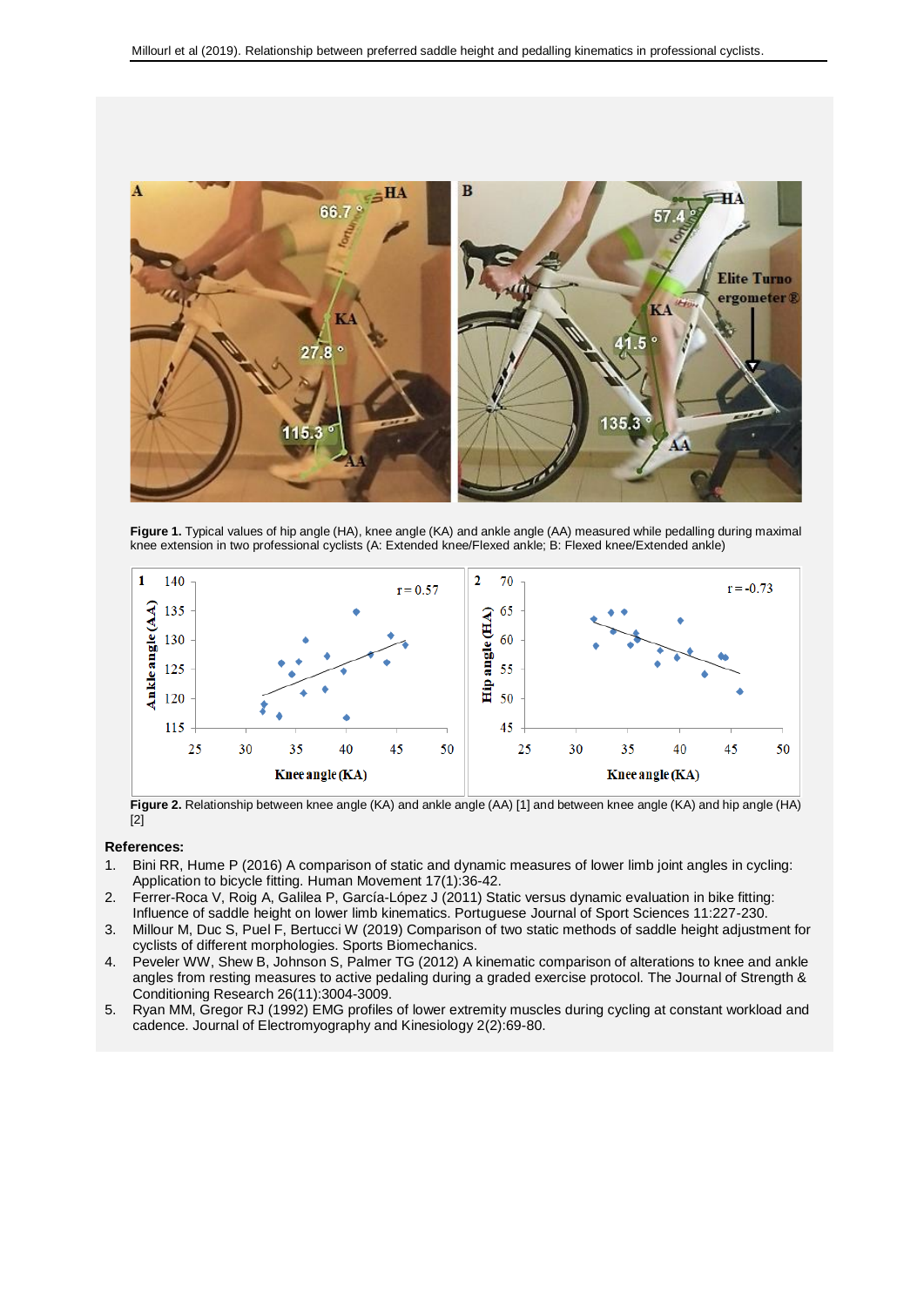A

HA

66.7 °

KA

27.8 °

115.3 °

AA

B

HA

57.4 °

Elite Turno ergometer®

KA

41.5 °

135.3 °

AA

**Figure 1.** Typical values of hip angle (HA), knee angle (KA) and ankle angle (AA) measured while pedalling during maximal knee extension in two professional cyclists (A: Extended knee/Flexed ankle; B: Flexed knee/Extended ankle)

1

Ankle angle (AA)

140
135
130
125
120
115

r = 0.57

25 30 35 40 45 50

Knee angle (KA)

2

Hip angle (HA)

70
65
60
55
50
45

r = -0.73

25 30 35 40 45 50

Knee angle (KA)

**Figure 2.** Relationship between knee angle (KA) and ankle angle (AA) [1] and between knee angle (KA) and hip angle (HA) [2]

**References:**

1. Bini RR, Hume P (2016) A comparison of static and dynamic measures of lower limb joint angles in cycling: Application to bicycle fitting. Human Movement 17(1):36-42.
2. Ferrer-Roca V, Roig A, Galilea P, García-López J (2011) Static versus dynamic evaluation in bike fitting: Influence of saddle height on lower limb kinematics. Portuguese Journal of Sport Sciences 11:227-230.
3. Millour M, Duc S, Puel F, Bertucci W (2019) Comparison of two static methods of saddle height adjustment for cyclists of different morphologies. Sports Biomechanics.
4. Peveler WW, Shew B, Johnson S, Palmer TG (2012) A kinematic comparison of alterations to knee and ankle angles from resting measures to active pedaling during a graded exercise protocol. The Journal of Strength & Conditioning Research 26(11):3004-3009.
5. Ryan MM, Gregor RJ (1992) EMG profiles of lower extremity muscles during cycling at constant workload and cadence. Journal of Electromyography and Kinesiology 2(2):69-80.